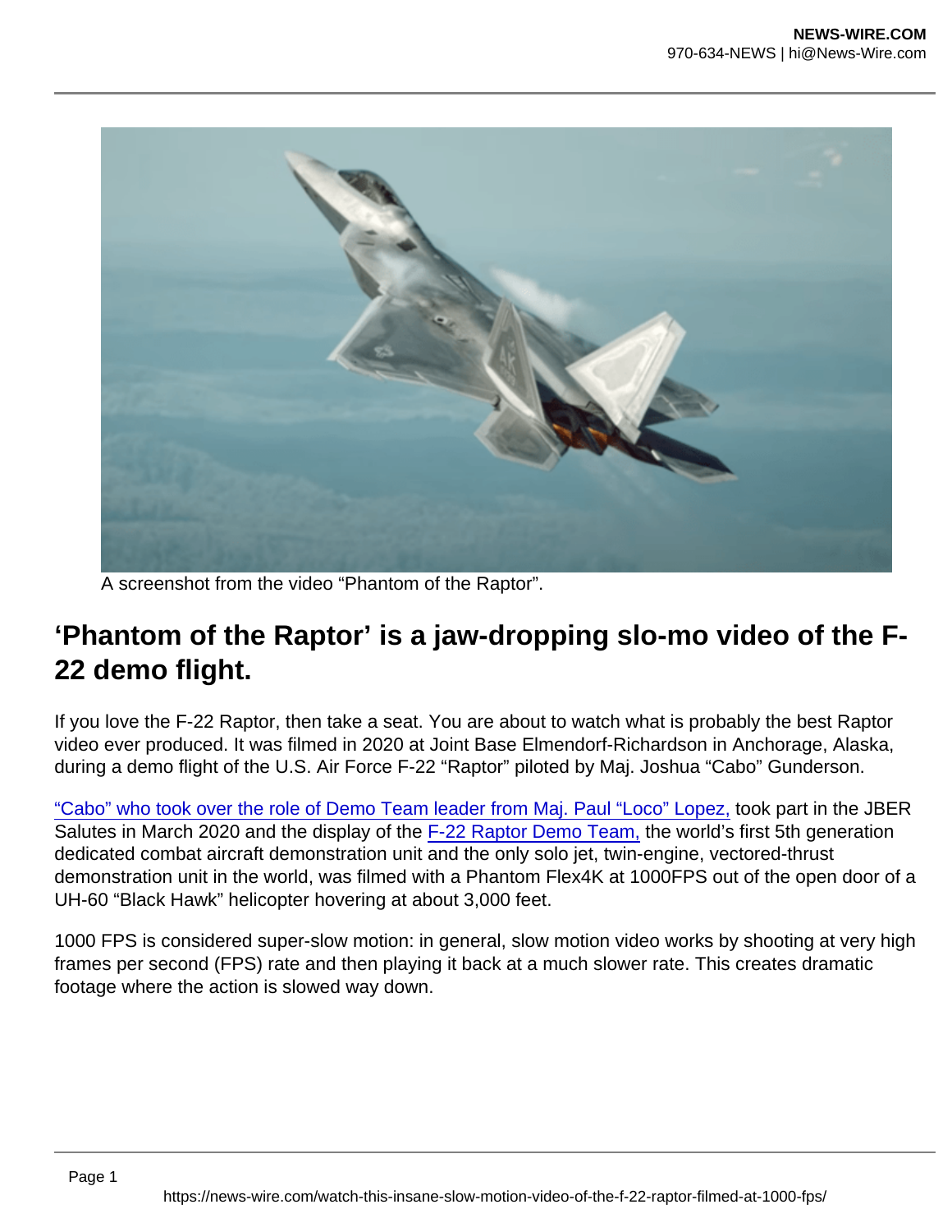A screenshot from the video “Phantom of the Raptor”.

## ‘Phantom of the Raptor’ is a jaw-dropping slo-mo video of the F-22 demo flight.

If you love the F-22 Raptor, then take a seat. You are about to watch what is probably the best Raptor video ever produced. It was filmed in 2020 at Joint Base Elmendorf-Richardson in Anchorage, Alaska, during a demo flight of the U.S. Air Force F-22 “Raptor” piloted by Maj. Joshua “Cabo” Gunderson.

“Cabo” who took over the role of Demo Team leader from Maj. Paul “Loco” Lopez, took part in the JBER Salutes in March 2020 and the display of the F-22 Raptor Demo Team, the world’s first 5th generation dedicated combat aircraft demonstration unit and the only solo jet, twin-engine, vectored-thrust demonstration unit in the world, was filmed with a Phantom Flex4K at 1000FPS out of the open door of a UH-60 “Black Hawk” helicopter hovering at about 3,000 feet.

1000 FPS is considered super-slow motion: in general, slow motion video works by shooting at very high frames per second (FPS) rate and then playing it back at a much slower rate. This creates dramatic footage where the action is slowed way down.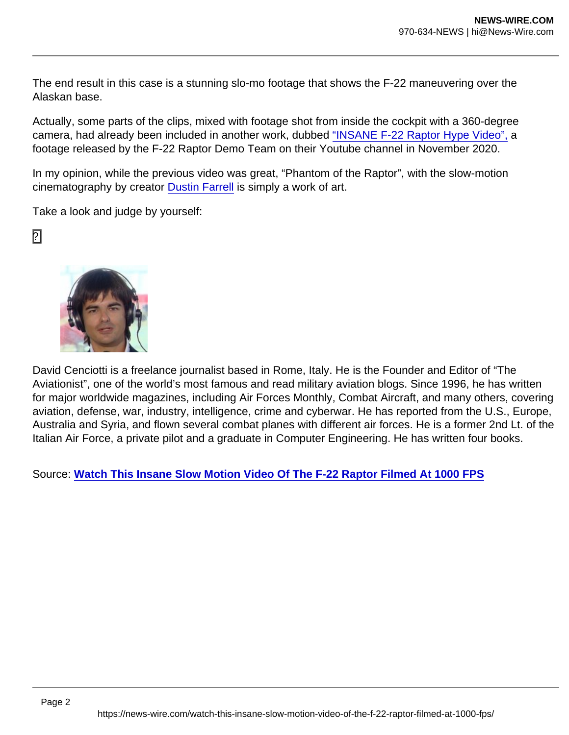The end result in this case is a stunning slo-mo footage that shows the F-22 maneuvering over the Alaskan base.

Actually, some parts of the clips, mixed with footage shot from inside the cockpit with a 360-degree camera, had already been included in another work, dubbed "INSANE F-22 Raptor Hype Video", a footage released by the F-22 Raptor Demo Team on their Youtube channel in November 2020.

In my opinion, while the previous video was great, "Phantom of the Raptor", with the slow-motion cinematography by creator Dustin Farrell is simply a work of art.

Take a look and judge by yourself:

David Cenciotti is a freelance journalist based in Rome, Italy. He is the Founder and Editor of "The Aviationist", one of the world's most famous and read military aviation blogs. Since 1996, he has written for major worldwide magazines, including Air Forces Monthly, Combat Aircraft, and many others, covering aviation, defense, war, industry, intelligence, crime and cyberwar. He has reported from the U.S., Europe, Australia and Syria, and flown several combat planes with different air forces. He is a former 2nd Lt. of the Italian Air Force, a private pilot and a graduate in Computer Engineering. He has written four books.

Source: **Watch This Insane Slow Motion Video Of The F-22 Raptor Filmed At 1000 FPS**